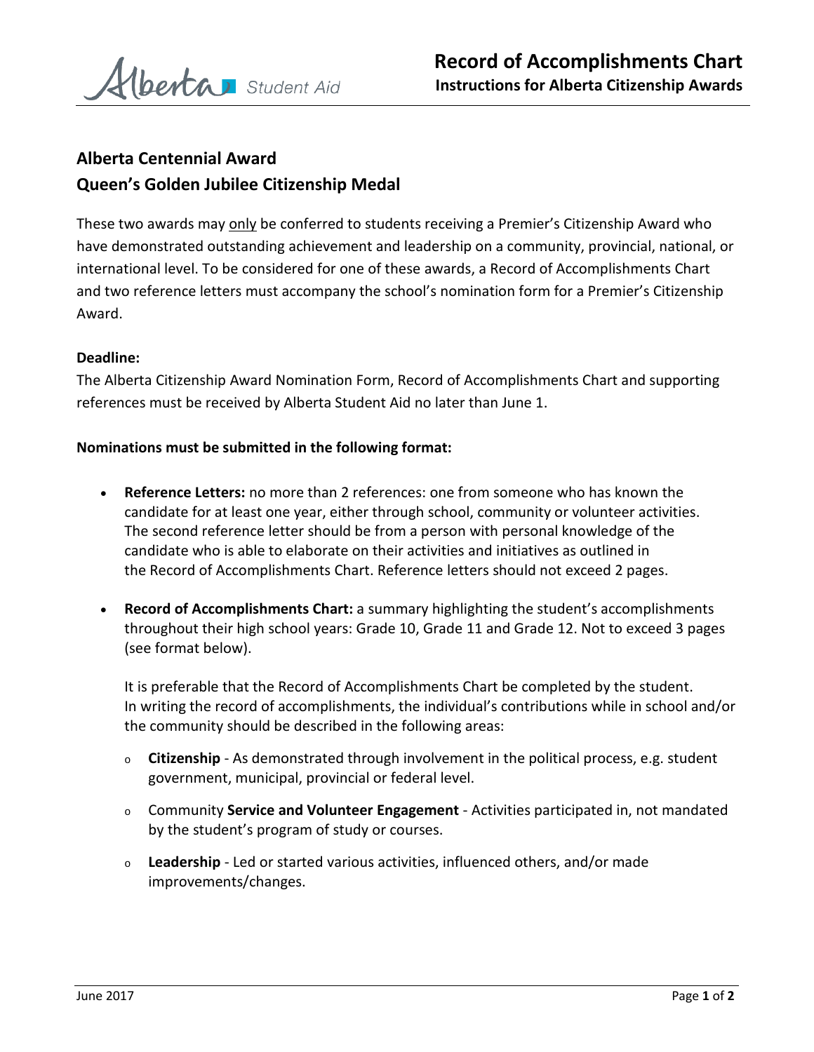# Record of Accomplishments Chart

**Instructions for Alberta Citizenship Awards**

## Alberta Centennial Award
## Queen's Golden Jubilee Citizenship Medal

These two awards may only be conferred to students receiving a Premier's Citizenship Award who have demonstrated outstanding achievement and leadership on a community, provincial, national, or international level. To be considered for one of these awards, a Record of Accomplishments Chart and two reference letters must accompany the school's nomination form for a Premier's Citizenship Award.

**Deadline:**

The Alberta Citizenship Award Nomination Form, Record of Accomplishments Chart and supporting references must be received by Alberta Student Aid no later than June 1.

**Nominations must be submitted in the following format:**

- **Reference Letters:** no more than 2 references: one from someone who has known the candidate for at least one year, either through school, community or volunteer activities. The second reference letter should be from a person with personal knowledge of the candidate who is able to elaborate on their activities and initiatives as outlined in the Record of Accomplishments Chart. Reference letters should not exceed 2 pages.

- **Record of Accomplishments Chart:** a summary highlighting the student's accomplishments throughout their high school years: Grade 10, Grade 11 and Grade 12. Not to exceed 3 pages (see format below).

  It is preferable that the Record of Accomplishments Chart be completed by the student. In writing the record of accomplishments, the individual's contributions while in school and/or the community should be described in the following areas:

  - **Citizenship** - As demonstrated through involvement in the political process, e.g. student government, municipal, provincial or federal level.
  - Community **Service and Volunteer Engagement** - Activities participated in, not mandated by the student's program of study or courses.
  - **Leadership** - Led or started various activities, influenced others, and/or made improvements/changes.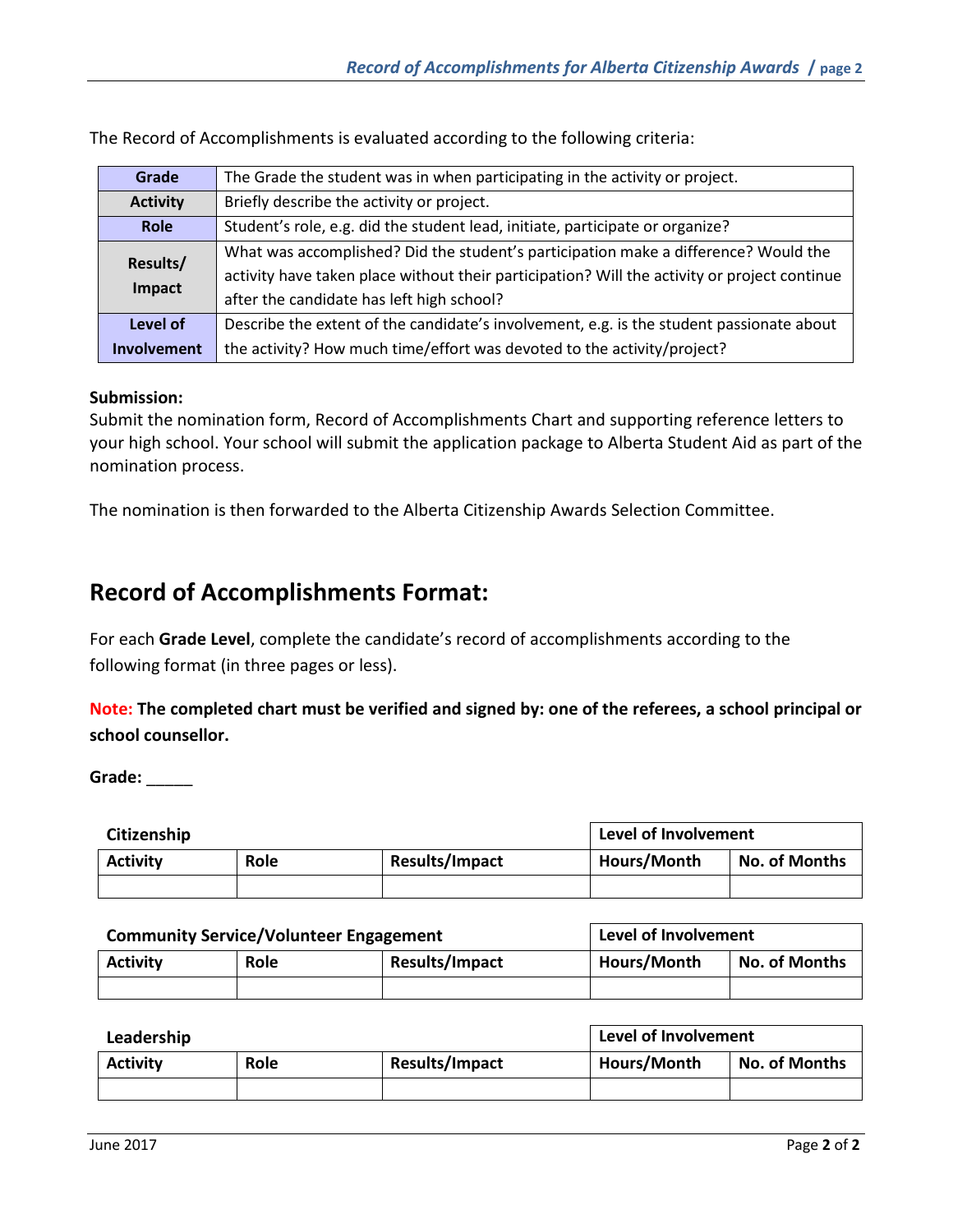The Record of Accomplishments is evaluated according to the following criteria:

| | |
|---|---|
| **Grade** | The Grade the student was in when participating in the activity or project. |
| **Activity** | Briefly describe the activity or project. |
| **Role** | Student's role, e.g. did the student lead, initiate, participate or organize? |
| **Results/ Impact** | What was accomplished? Did the student's participation make a difference? Would the activity have taken place without their participation? Will the activity or project continue after the candidate has left high school? |
| **Level of Involvement** | Describe the extent of the candidate's involvement, e.g. is the student passionate about the activity? How much time/effort was devoted to the activity/project? |

**Submission:**
Submit the nomination form, Record of Accomplishments Chart and supporting reference letters to your high school. Your school will submit the application package to Alberta Student Aid as part of the nomination process.

The nomination is then forwarded to the Alberta Citizenship Awards Selection Committee.

## Record of Accomplishments Format:

For each **Grade Level**, complete the candidate's record of accomplishments according to the following format (in three pages or less).

**Note: The completed chart must be verified and signed by: one of the referees, a school principal or school counsellor.**

**Grade:** _____

| **Citizenship** | | | **Level of Involvement** | |
|---|---|---|---|---|
| **Activity** | **Role** | **Results/Impact** | **Hours/Month** | **No. of Months** |
| | | | | |

| **Community Service/Volunteer Engagement** | | | **Level of Involvement** | |
|---|---|---|---|---|
| **Activity** | **Role** | **Results/Impact** | **Hours/Month** | **No. of Months** |
| | | | | |

| **Leadership** | | | **Level of Involvement** | |
|---|---|---|---|---|
| **Activity** | **Role** | **Results/Impact** | **Hours/Month** | **No. of Months** |
| | | | | |

June 2017